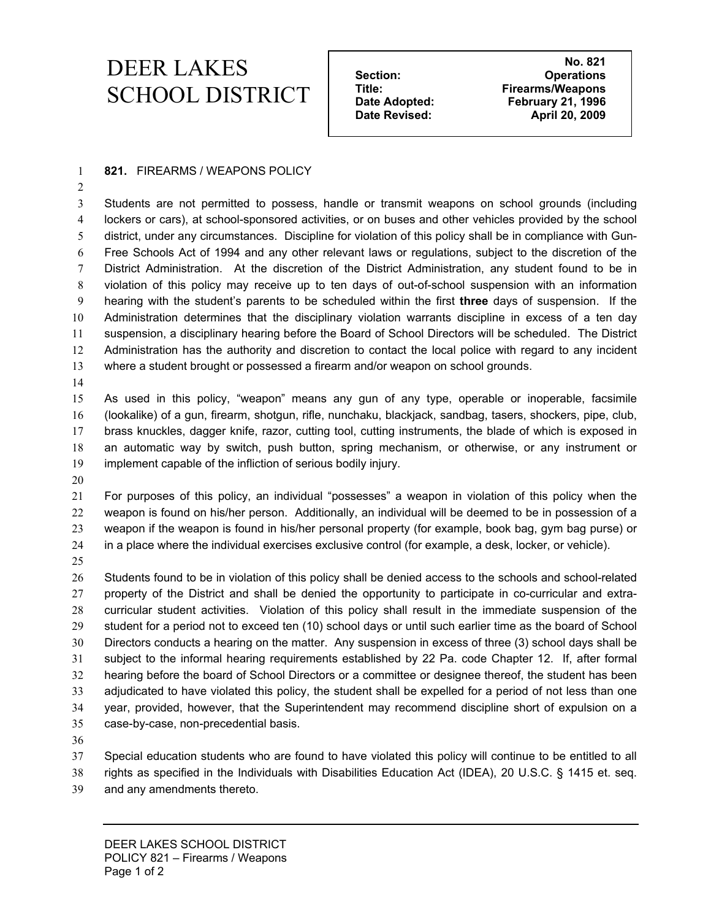# DEER LAKES SCHOOL DISTRICT

| | No. 821 |
|---|---|
| **Section:** | **Operations** |
| **Title:** | **Firearms/Weapons** |
| **Date Adopted:** | **February 21, 1996** |
| **Date Revised:** | **April 20, 2009** |

**821.** FIREARMS / WEAPONS POLICY

Students are not permitted to possess, handle or transmit weapons on school grounds (including lockers or cars), at school-sponsored activities, or on buses and other vehicles provided by the school district, under any circumstances. Discipline for violation of this policy shall be in compliance with Gun-Free Schools Act of 1994 and any other relevant laws or regulations, subject to the discretion of the District Administration. At the discretion of the District Administration, any student found to be in violation of this policy may receive up to ten days of out-of-school suspension with an information hearing with the student's parents to be scheduled within the first **three** days of suspension. If the Administration determines that the disciplinary violation warrants discipline in excess of a ten day suspension, a disciplinary hearing before the Board of School Directors will be scheduled. The District Administration has the authority and discretion to contact the local police with regard to any incident where a student brought or possessed a firearm and/or weapon on school grounds.

As used in this policy, "weapon" means any gun of any type, operable or inoperable, facsimile (lookalike) of a gun, firearm, shotgun, rifle, nunchaku, blackjack, sandbag, tasers, shockers, pipe, club, brass knuckles, dagger knife, razor, cutting tool, cutting instruments, the blade of which is exposed in an automatic way by switch, push button, spring mechanism, or otherwise, or any instrument or implement capable of the infliction of serious bodily injury.

For purposes of this policy, an individual "possesses" a weapon in violation of this policy when the weapon is found on his/her person. Additionally, an individual will be deemed to be in possession of a weapon if the weapon is found in his/her personal property (for example, book bag, gym bag purse) or in a place where the individual exercises exclusive control (for example, a desk, locker, or vehicle).

Students found to be in violation of this policy shall be denied access to the schools and school-related property of the District and shall be denied the opportunity to participate in co-curricular and extra-curricular student activities. Violation of this policy shall result in the immediate suspension of the student for a period not to exceed ten (10) school days or until such earlier time as the board of School Directors conducts a hearing on the matter. Any suspension in excess of three (3) school days shall be subject to the informal hearing requirements established by 22 Pa. code Chapter 12. If, after formal hearing before the board of School Directors or a committee or designee thereof, the student has been adjudicated to have violated this policy, the student shall be expelled for a period of not less than one year, provided, however, that the Superintendent may recommend discipline short of expulsion on a case-by-case, non-precedential basis.

Special education students who are found to have violated this policy will continue to be entitled to all rights as specified in the Individuals with Disabilities Education Act (IDEA), 20 U.S.C. § 1415 et. seq. and any amendments thereto.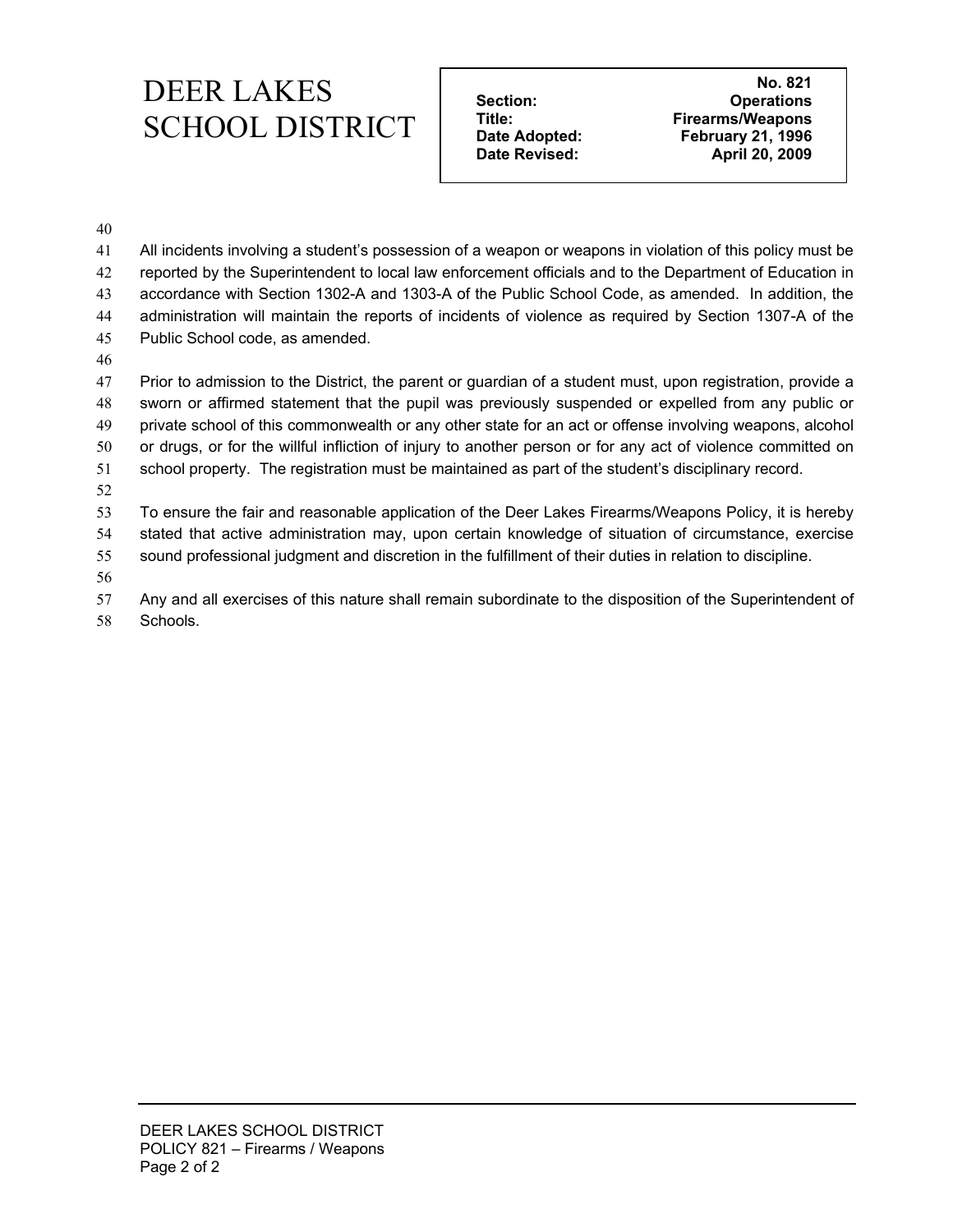All incidents involving a student's possession of a weapon or weapons in violation of this policy must be reported by the Superintendent to local law enforcement officials and to the Department of Education in accordance with Section 1302-A and 1303-A of the Public School Code, as amended. In addition, the administration will maintain the reports of incidents of violence as required by Section 1307-A of the Public School code, as amended.

Prior to admission to the District, the parent or guardian of a student must, upon registration, provide a sworn or affirmed statement that the pupil was previously suspended or expelled from any public or private school of this commonwealth or any other state for an act or offense involving weapons, alcohol or drugs, or for the willful infliction of injury to another person or for any act of violence committed on school property. The registration must be maintained as part of the student's disciplinary record.

To ensure the fair and reasonable application of the Deer Lakes Firearms/Weapons Policy, it is hereby stated that active administration may, upon certain knowledge of situation of circumstance, exercise sound professional judgment and discretion in the fulfillment of their duties in relation to discipline.

Any and all exercises of this nature shall remain subordinate to the disposition of the Superintendent of Schools.